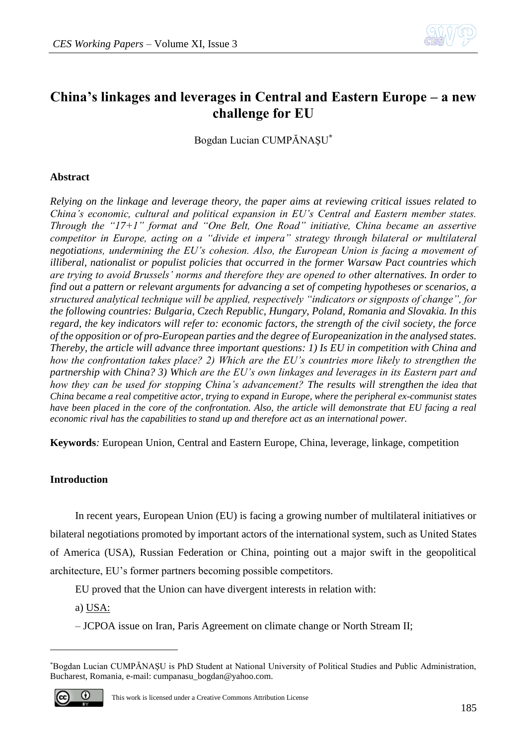# China's linkages and leverages in Central and Eastern Europe – a new challenge for EU

Bogdan Lucian CUMPĂNAȘU[*]

## Abstract

*Relying on the linkage and leverage theory, the paper aims at reviewing critical issues related to China's economic, cultural and political expansion in EU's Central and Eastern member states. Through the "17+1" format and "One Belt, One Road" initiative, China became an assertive competitor in Europe, acting on a "divide et impera" strategy through bilateral or multilateral negotiations, undermining the EU's cohesion. Also, the European Union is facing a movement of illiberal, nationalist or populist policies that occurred in the former Warsaw Pact countries which are trying to avoid Brussels' norms and therefore they are opened to other alternatives. In order to find out a pattern or relevant arguments for advancing a set of competing hypotheses or scenarios, a structured analytical technique will be applied, respectively "indicators or signposts of change", for the following countries: Bulgaria, Czech Republic, Hungary, Poland, Romania and Slovakia. In this regard, the key indicators will refer to: economic factors, the strength of the civil society, the force of the opposition or of pro-European parties and the degree of Europeanization in the analysed states. Thereby, the article will advance three important questions: 1) Is EU in competition with China and how the confrontation takes place? 2) Which are the EU's countries more likely to strengthen the partnership with China? 3) Which are the EU's own linkages and leverages in its Eastern part and how they can be used for stopping China's advancement? The results will strengthen the idea that China became a real competitive actor, trying to expand in Europe, where the peripheral ex-communist states have been placed in the core of the confrontation. Also, the article will demonstrate that EU facing a real economic rival has the capabilities to stand up and therefore act as an international power.*

**Keywords***:* European Union, Central and Eastern Europe, China, leverage, linkage, competition

## Introduction

In recent years, European Union (EU) is facing a growing number of multilateral initiatives or bilateral negotiations promoted by important actors of the international system, such as United States of America (USA), Russian Federation or China, pointing out a major swift in the geopolitical architecture, EU's former partners becoming possible competitors.

EU proved that the Union can have divergent interests in relation with:

a) USA:

– JCPOA issue on Iran, Paris Agreement on climate change or North Stream II;

---

[*]Bogdan Lucian CUMPĂNAȘU is PhD Student at National University of Political Studies and Public Administration, Bucharest, Romania, e-mail: cumpanasu_bogdan@yahoo.com.

This work is licensed under a Creative Commons Attribution License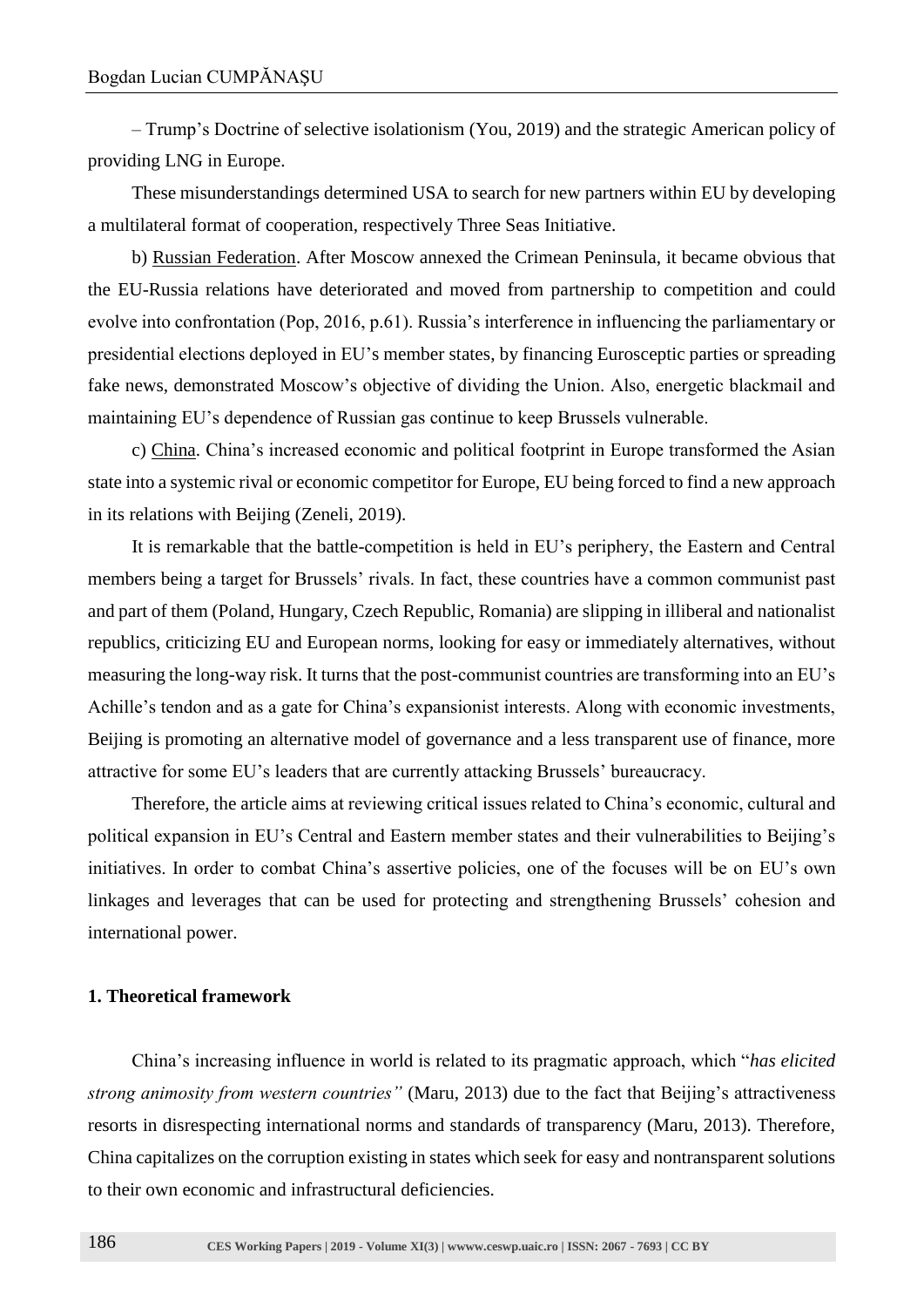– Trump's Doctrine of selective isolationism (You, 2019) and the strategic American policy of providing LNG in Europe.

These misunderstandings determined USA to search for new partners within EU by developing a multilateral format of cooperation, respectively Three Seas Initiative.

b) Russian Federation. After Moscow annexed the Crimean Peninsula, it became obvious that the EU-Russia relations have deteriorated and moved from partnership to competition and could evolve into confrontation (Pop, 2016, p.61). Russia's interference in influencing the parliamentary or presidential elections deployed in EU's member states, by financing Eurosceptic parties or spreading fake news, demonstrated Moscow's objective of dividing the Union. Also, energetic blackmail and maintaining EU's dependence of Russian gas continue to keep Brussels vulnerable.

c) China. China's increased economic and political footprint in Europe transformed the Asian state into a systemic rival or economic competitor for Europe, EU being forced to find a new approach in its relations with Beijing (Zeneli, 2019).

It is remarkable that the battle-competition is held in EU's periphery, the Eastern and Central members being a target for Brussels' rivals. In fact, these countries have a common communist past and part of them (Poland, Hungary, Czech Republic, Romania) are slipping in illiberal and nationalist republics, criticizing EU and European norms, looking for easy or immediately alternatives, without measuring the long-way risk. It turns that the post-communist countries are transforming into an EU's Achille's tendon and as a gate for China's expansionist interests. Along with economic investments, Beijing is promoting an alternative model of governance and a less transparent use of finance, more attractive for some EU's leaders that are currently attacking Brussels' bureaucracy.

Therefore, the article aims at reviewing critical issues related to China's economic, cultural and political expansion in EU's Central and Eastern member states and their vulnerabilities to Beijing's initiatives. In order to combat China's assertive policies, one of the focuses will be on EU's own linkages and leverages that can be used for protecting and strengthening Brussels' cohesion and international power.

## 1. Theoretical framework

China's increasing influence in world is related to its pragmatic approach, which "*has elicited strong animosity from western countries"* (Maru, 2013) due to the fact that Beijing's attractiveness resorts in disrespecting international norms and standards of transparency (Maru, 2013). Therefore, China capitalizes on the corruption existing in states which seek for easy and nontransparent solutions to their own economic and infrastructural deficiencies.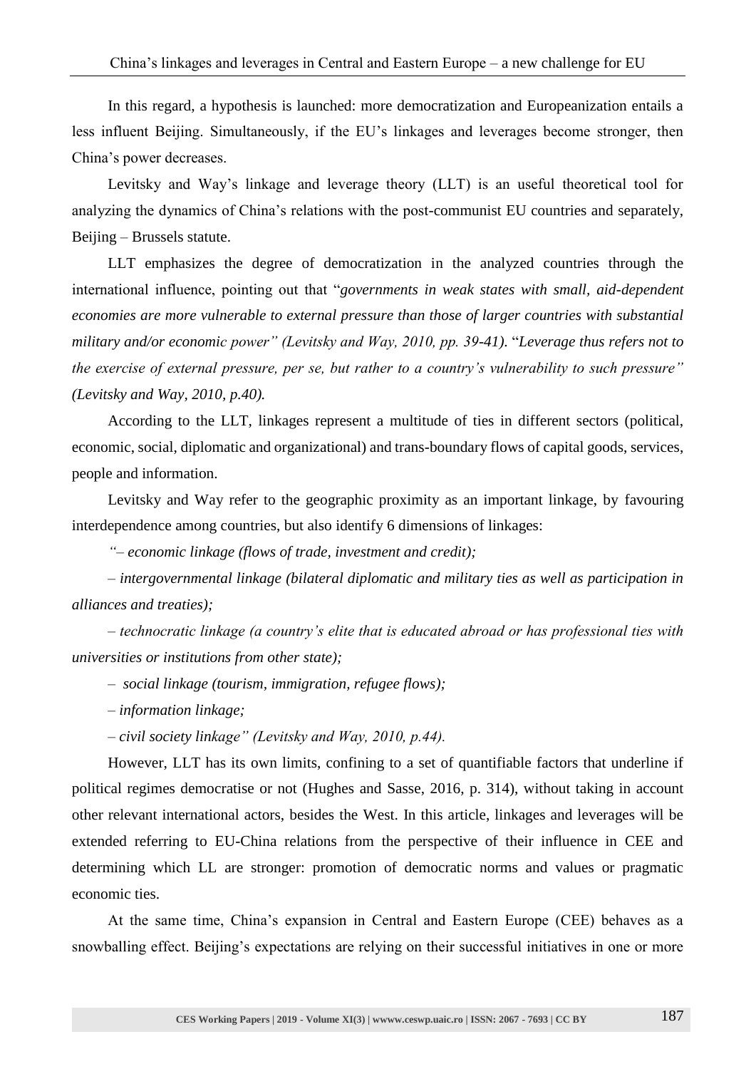In this regard, a hypothesis is launched: more democratization and Europeanization entails a less influent Beijing. Simultaneously, if the EU's linkages and leverages become stronger, then China's power decreases.

Levitsky and Way's linkage and leverage theory (LLT) is an useful theoretical tool for analyzing the dynamics of China's relations with the post-communist EU countries and separately, Beijing – Brussels statute.

LLT emphasizes the degree of democratization in the analyzed countries through the international influence, pointing out that "*governments in weak states with small, aid-dependent economies are more vulnerable to external pressure than those of larger countries with substantial military and/or economic power" (Levitsky and Way, 2010, pp. 39-41)*. "*Leverage thus refers not to the exercise of external pressure, per se, but rather to a country's vulnerability to such pressure" (Levitsky and Way, 2010, p.40).*

According to the LLT, linkages represent a multitude of ties in different sectors (political, economic, social, diplomatic and organizational) and trans-boundary flows of capital goods, services, people and information.

Levitsky and Way refer to the geographic proximity as an important linkage, by favouring interdependence among countries, but also identify 6 dimensions of linkages:

*"– economic linkage (flows of trade, investment and credit);*

*– intergovernmental linkage (bilateral diplomatic and military ties as well as participation in alliances and treaties);*

*– technocratic linkage (a country's elite that is educated abroad or has professional ties with universities or institutions from other state);*

*– social linkage (tourism, immigration, refugee flows);*

*– information linkage;*

*– civil society linkage" (Levitsky and Way, 2010, p.44).*

However, LLT has its own limits, confining to a set of quantifiable factors that underline if political regimes democratise or not (Hughes and Sasse, 2016, p. 314), without taking in account other relevant international actors, besides the West. In this article, linkages and leverages will be extended referring to EU-China relations from the perspective of their influence in CEE and determining which LL are stronger: promotion of democratic norms and values or pragmatic economic ties.

At the same time, China's expansion in Central and Eastern Europe (CEE) behaves as a snowballing effect. Beijing's expectations are relying on their successful initiatives in one or more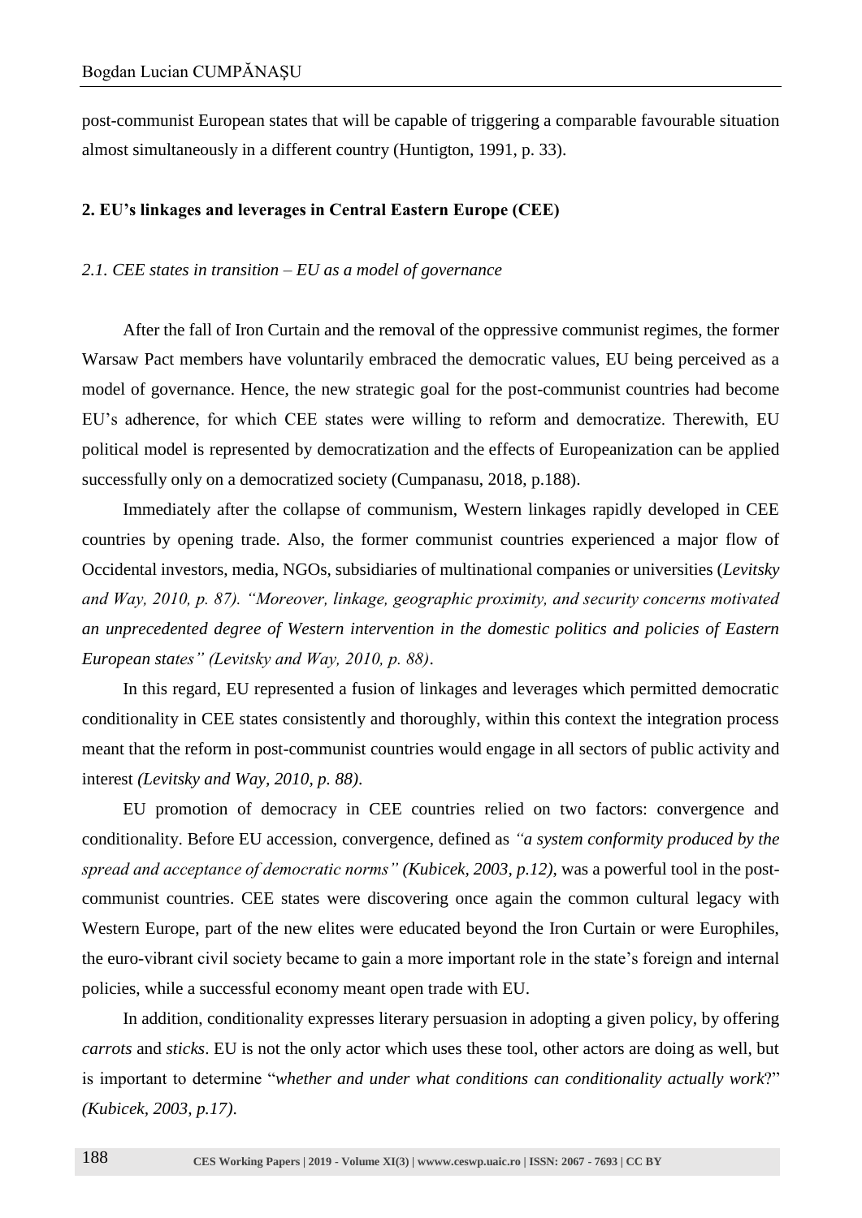post-communist European states that will be capable of triggering a comparable favourable situation almost simultaneously in a different country (Huntigton, 1991, p. 33).

## 2. EU's linkages and leverages in Central Eastern Europe (CEE)

### *2.1. CEE states in transition – EU as a model of governance*

After the fall of Iron Curtain and the removal of the oppressive communist regimes, the former Warsaw Pact members have voluntarily embraced the democratic values, EU being perceived as a model of governance. Hence, the new strategic goal for the post-communist countries had become EU's adherence, for which CEE states were willing to reform and democratize. Therewith, EU political model is represented by democratization and the effects of Europeanization can be applied successfully only on a democratized society (Cumpanasu, 2018, p.188).

Immediately after the collapse of communism, Western linkages rapidly developed in CEE countries by opening trade. Also, the former communist countries experienced a major flow of Occidental investors, media, NGOs, subsidiaries of multinational companies or universities (*Levitsky and Way, 2010, p. 87). "Moreover, linkage, geographic proximity, and security concerns motivated an unprecedented degree of Western intervention in the domestic politics and policies of Eastern European states" (Levitsky and Way, 2010, p. 88)*.

In this regard, EU represented a fusion of linkages and leverages which permitted democratic conditionality in CEE states consistently and thoroughly, within this context the integration process meant that the reform in post-communist countries would engage in all sectors of public activity and interest *(Levitsky and Way, 2010, p. 88)*.

EU promotion of democracy in CEE countries relied on two factors: convergence and conditionality. Before EU accession, convergence, defined as *"a system conformity produced by the spread and acceptance of democratic norms" (Kubicek, 2003, p.12)*, was a powerful tool in the post-communist countries. CEE states were discovering once again the common cultural legacy with Western Europe, part of the new elites were educated beyond the Iron Curtain or were Europhiles, the euro-vibrant civil society became to gain a more important role in the state's foreign and internal policies, while a successful economy meant open trade with EU.

In addition, conditionality expresses literary persuasion in adopting a given policy, by offering *carrots* and *sticks*. EU is not the only actor which uses these tool, other actors are doing as well, but is important to determine "*whether and under what conditions can conditionality actually work*?" *(Kubicek, 2003, p.17)*.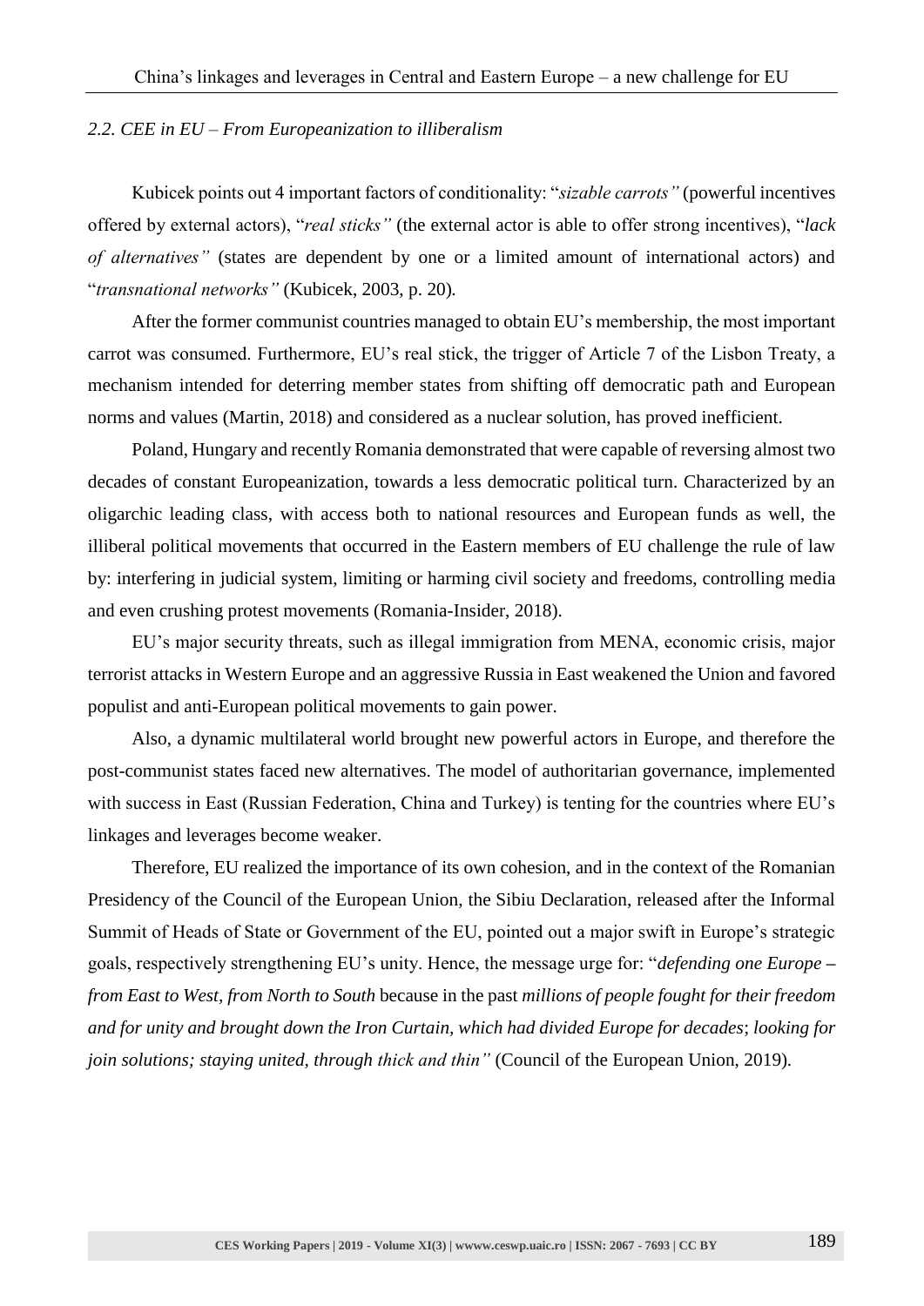### *2.2. CEE in EU – From Europeanization to illiberalism*

Kubicek points out 4 important factors of conditionality: "*sizable carrots"* (powerful incentives offered by external actors), "*real sticks"* (the external actor is able to offer strong incentives), "*lack of alternatives"* (states are dependent by one or a limited amount of international actors) and "*transnational networks"* (Kubicek, 2003, p. 20).

After the former communist countries managed to obtain EU's membership, the most important carrot was consumed. Furthermore, EU's real stick, the trigger of Article 7 of the Lisbon Treaty, a mechanism intended for deterring member states from shifting off democratic path and European norms and values (Martin, 2018) and considered as a nuclear solution, has proved inefficient.

Poland, Hungary and recently Romania demonstrated that were capable of reversing almost two decades of constant Europeanization, towards a less democratic political turn. Characterized by an oligarchic leading class, with access both to national resources and European funds as well, the illiberal political movements that occurred in the Eastern members of EU challenge the rule of law by: interfering in judicial system, limiting or harming civil society and freedoms, controlling media and even crushing protest movements (Romania-Insider, 2018).

EU's major security threats, such as illegal immigration from MENA, economic crisis, major terrorist attacks in Western Europe and an aggressive Russia in East weakened the Union and favored populist and anti-European political movements to gain power.

Also, a dynamic multilateral world brought new powerful actors in Europe, and therefore the post-communist states faced new alternatives. The model of authoritarian governance, implemented with success in East (Russian Federation, China and Turkey) is tenting for the countries where EU's linkages and leverages become weaker.

Therefore, EU realized the importance of its own cohesion, and in the context of the Romanian Presidency of the Council of the European Union, the Sibiu Declaration, released after the Informal Summit of Heads of State or Government of the EU, pointed out a major swift in Europe's strategic goals, respectively strengthening EU's unity. Hence, the message urge for: "*defending one Europe – from East to West, from North to South* because in the past *millions of people fought for their freedom and for unity and brought down the Iron Curtain, which had divided Europe for decades*; *looking for join solutions; staying united, through thick and thin"* (Council of the European Union, 2019).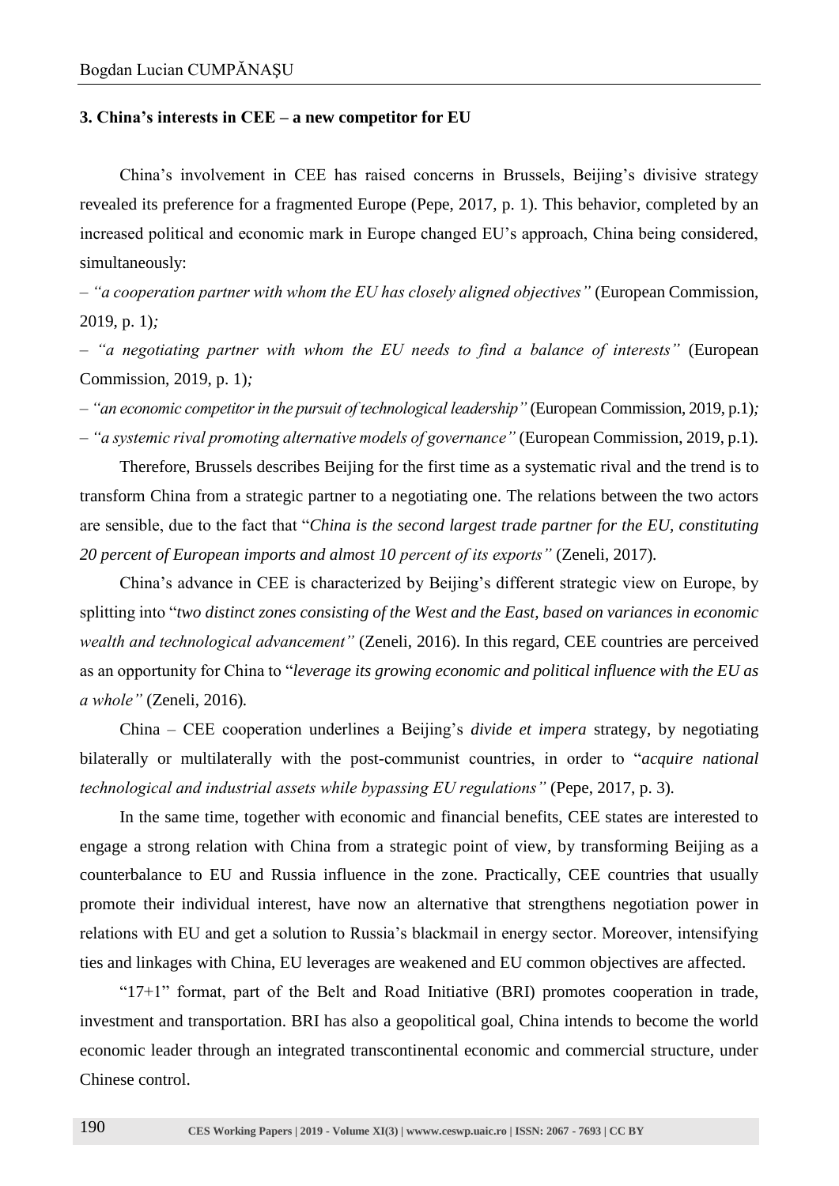### 3. China's interests in CEE – a new competitor for EU

China's involvement in CEE has raised concerns in Brussels, Beijing's divisive strategy revealed its preference for a fragmented Europe (Pepe, 2017, p. 1). This behavior, completed by an increased political and economic mark in Europe changed EU's approach, China being considered, simultaneously:

– *"a cooperation partner with whom the EU has closely aligned objectives"* (European Commission, 2019, p. 1)*;*

– *"a negotiating partner with whom the EU needs to find a balance of interests"* (European Commission, 2019, p. 1)*;*

– *"an economic competitor in the pursuit of technological leadership"* (European Commission, 2019, p.1)*;*

– *"a systemic rival promoting alternative models of governance"* (European Commission, 2019, p.1).

Therefore, Brussels describes Beijing for the first time as a systematic rival and the trend is to transform China from a strategic partner to a negotiating one. The relations between the two actors are sensible, due to the fact that "*China is the second largest trade partner for the EU, constituting 20 percent of European imports and almost 10 percent of its exports"* (Zeneli, 2017).

China's advance in CEE is characterized by Beijing's different strategic view on Europe, by splitting into "*two distinct zones consisting of the West and the East, based on variances in economic wealth and technological advancement"* (Zeneli, 2016). In this regard, CEE countries are perceived as an opportunity for China to "*leverage its growing economic and political influence with the EU as a whole"* (Zeneli, 2016).

China – CEE cooperation underlines a Beijing's *divide et impera* strategy, by negotiating bilaterally or multilaterally with the post-communist countries, in order to "*acquire national technological and industrial assets while bypassing EU regulations"* (Pepe, 2017, p. 3).

In the same time, together with economic and financial benefits, CEE states are interested to engage a strong relation with China from a strategic point of view, by transforming Beijing as a counterbalance to EU and Russia influence in the zone. Practically, CEE countries that usually promote their individual interest, have now an alternative that strengthens negotiation power in relations with EU and get a solution to Russia's blackmail in energy sector. Moreover, intensifying ties and linkages with China, EU leverages are weakened and EU common objectives are affected.

"17+1" format, part of the Belt and Road Initiative (BRI) promotes cooperation in trade, investment and transportation. BRI has also a geopolitical goal, China intends to become the world economic leader through an integrated transcontinental economic and commercial structure, under Chinese control.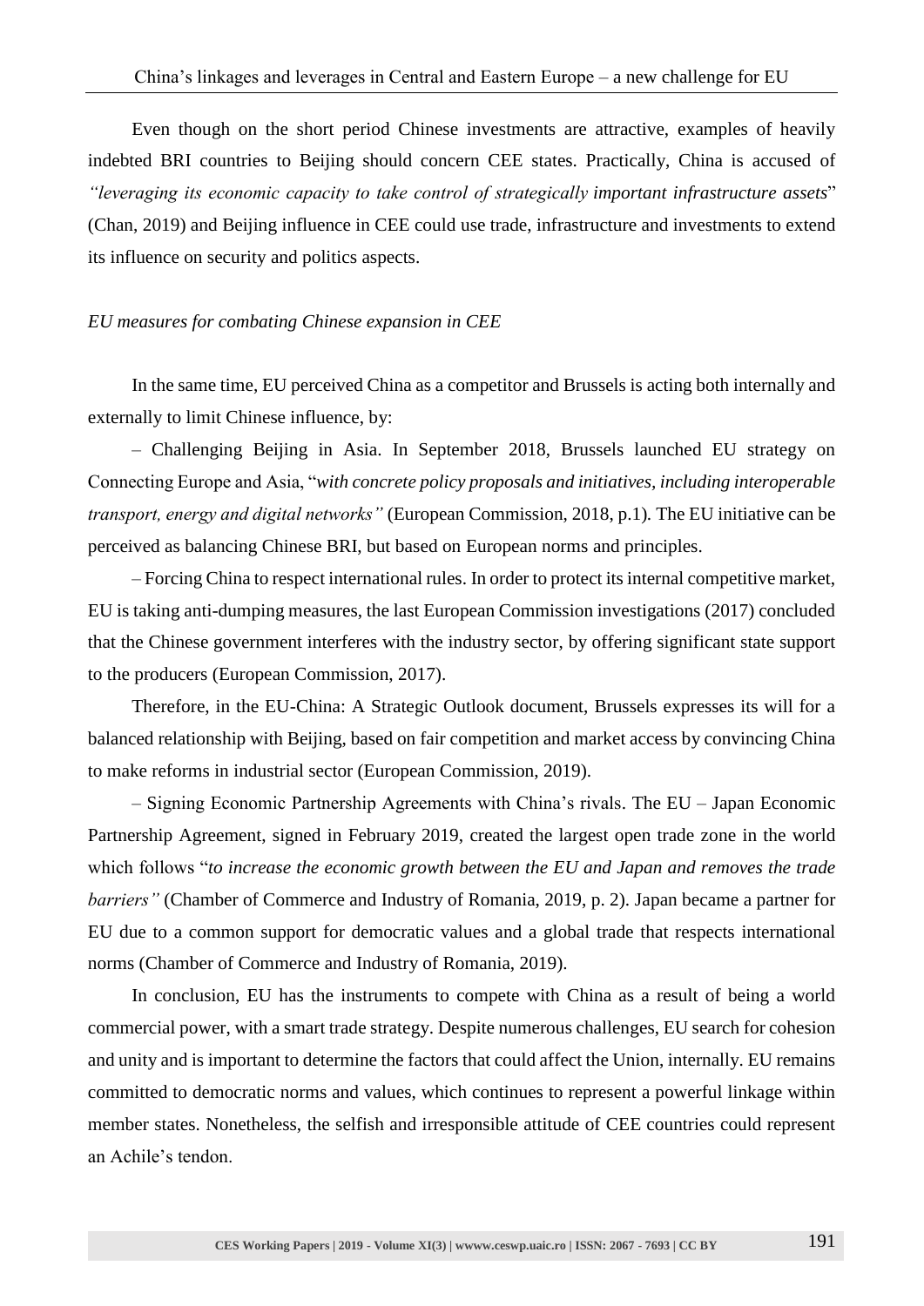Even though on the short period Chinese investments are attractive, examples of heavily indebted BRI countries to Beijing should concern CEE states. Practically, China is accused of *"leveraging its economic capacity to take control of strategically important infrastructure assets*" (Chan, 2019) and Beijing influence in CEE could use trade, infrastructure and investments to extend its influence on security and politics aspects.

*EU measures for combating Chinese expansion in CEE*

In the same time, EU perceived China as a competitor and Brussels is acting both internally and externally to limit Chinese influence, by:

– Challenging Beijing in Asia. In September 2018, Brussels launched EU strategy on Connecting Europe and Asia, "*with concrete policy proposals and initiatives, including interoperable transport, energy and digital networks"* (European Commission, 2018, p.1). The EU initiative can be perceived as balancing Chinese BRI, but based on European norms and principles.

– Forcing China to respect international rules. In order to protect its internal competitive market, EU is taking anti-dumping measures, the last European Commission investigations (2017) concluded that the Chinese government interferes with the industry sector, by offering significant state support to the producers (European Commission, 2017).

Therefore, in the EU-China: A Strategic Outlook document, Brussels expresses its will for a balanced relationship with Beijing, based on fair competition and market access by convincing China to make reforms in industrial sector (European Commission, 2019).

– Signing Economic Partnership Agreements with China's rivals. The EU – Japan Economic Partnership Agreement, signed in February 2019, created the largest open trade zone in the world which follows "*to increase the economic growth between the EU and Japan and removes the trade barriers"* (Chamber of Commerce and Industry of Romania, 2019, p. 2). Japan became a partner for EU due to a common support for democratic values and a global trade that respects international norms (Chamber of Commerce and Industry of Romania, 2019).

In conclusion, EU has the instruments to compete with China as a result of being a world commercial power, with a smart trade strategy. Despite numerous challenges, EU search for cohesion and unity and is important to determine the factors that could affect the Union, internally. EU remains committed to democratic norms and values, which continues to represent a powerful linkage within member states. Nonetheless, the selfish and irresponsible attitude of CEE countries could represent an Achile's tendon.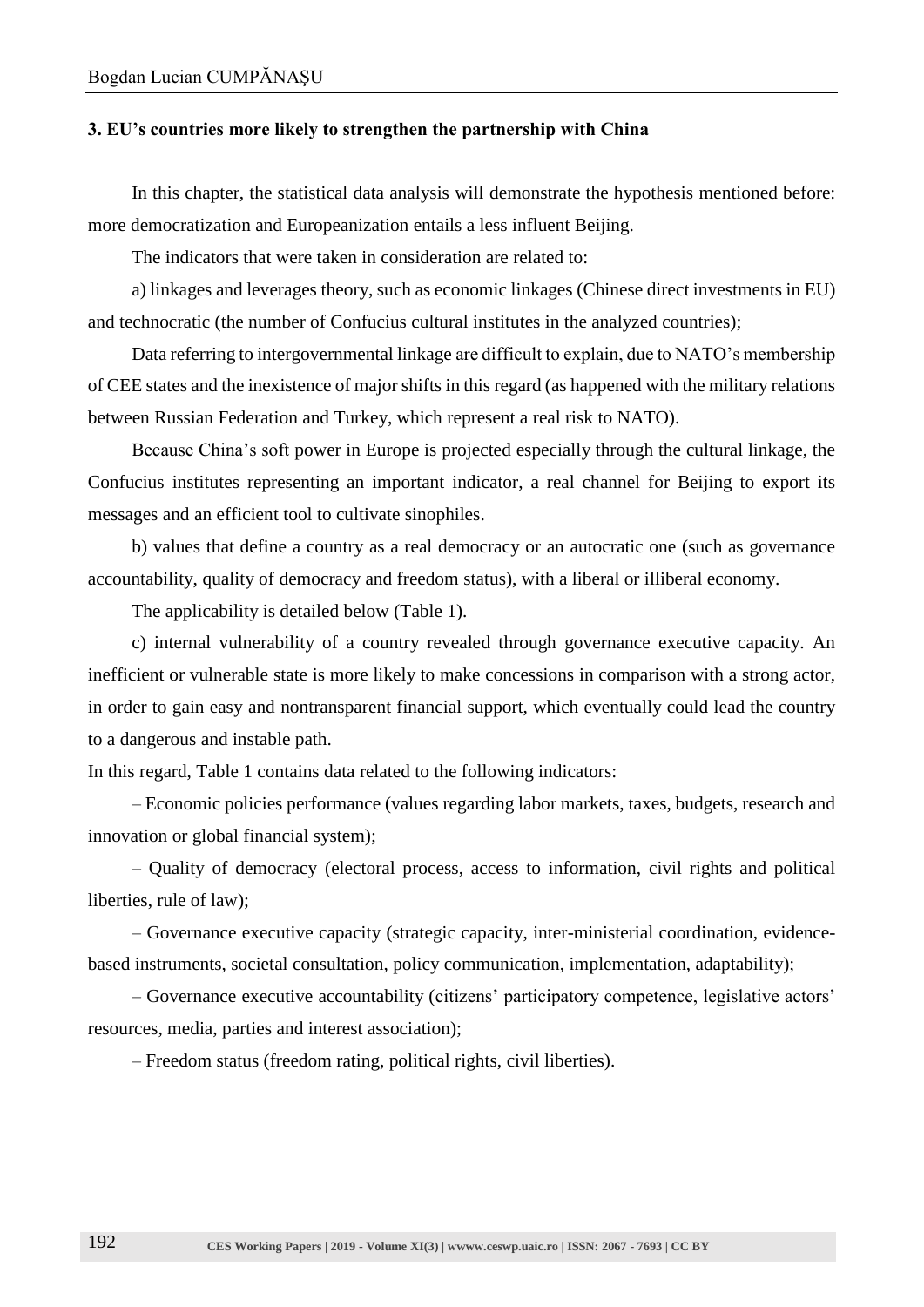### 3. EU's countries more likely to strengthen the partnership with China

In this chapter, the statistical data analysis will demonstrate the hypothesis mentioned before: more democratization and Europeanization entails a less influent Beijing.

The indicators that were taken in consideration are related to:

a) linkages and leverages theory, such as economic linkages (Chinese direct investments in EU) and technocratic (the number of Confucius cultural institutes in the analyzed countries);

Data referring to intergovernmental linkage are difficult to explain, due to NATO's membership of CEE states and the inexistence of major shifts in this regard (as happened with the military relations between Russian Federation and Turkey, which represent a real risk to NATO).

Because China's soft power in Europe is projected especially through the cultural linkage, the Confucius institutes representing an important indicator, a real channel for Beijing to export its messages and an efficient tool to cultivate sinophiles.

b) values that define a country as a real democracy or an autocratic one (such as governance accountability, quality of democracy and freedom status), with a liberal or illiberal economy.

The applicability is detailed below (Table 1).

c) internal vulnerability of a country revealed through governance executive capacity. An inefficient or vulnerable state is more likely to make concessions in comparison with a strong actor, in order to gain easy and nontransparent financial support, which eventually could lead the country to a dangerous and instable path.

In this regard, Table 1 contains data related to the following indicators:

– Economic policies performance (values regarding labor markets, taxes, budgets, research and innovation or global financial system);

– Quality of democracy (electoral process, access to information, civil rights and political liberties, rule of law);

– Governance executive capacity (strategic capacity, inter-ministerial coordination, evidence-based instruments, societal consultation, policy communication, implementation, adaptability);

– Governance executive accountability (citizens' participatory competence, legislative actors' resources, media, parties and interest association);

– Freedom status (freedom rating, political rights, civil liberties).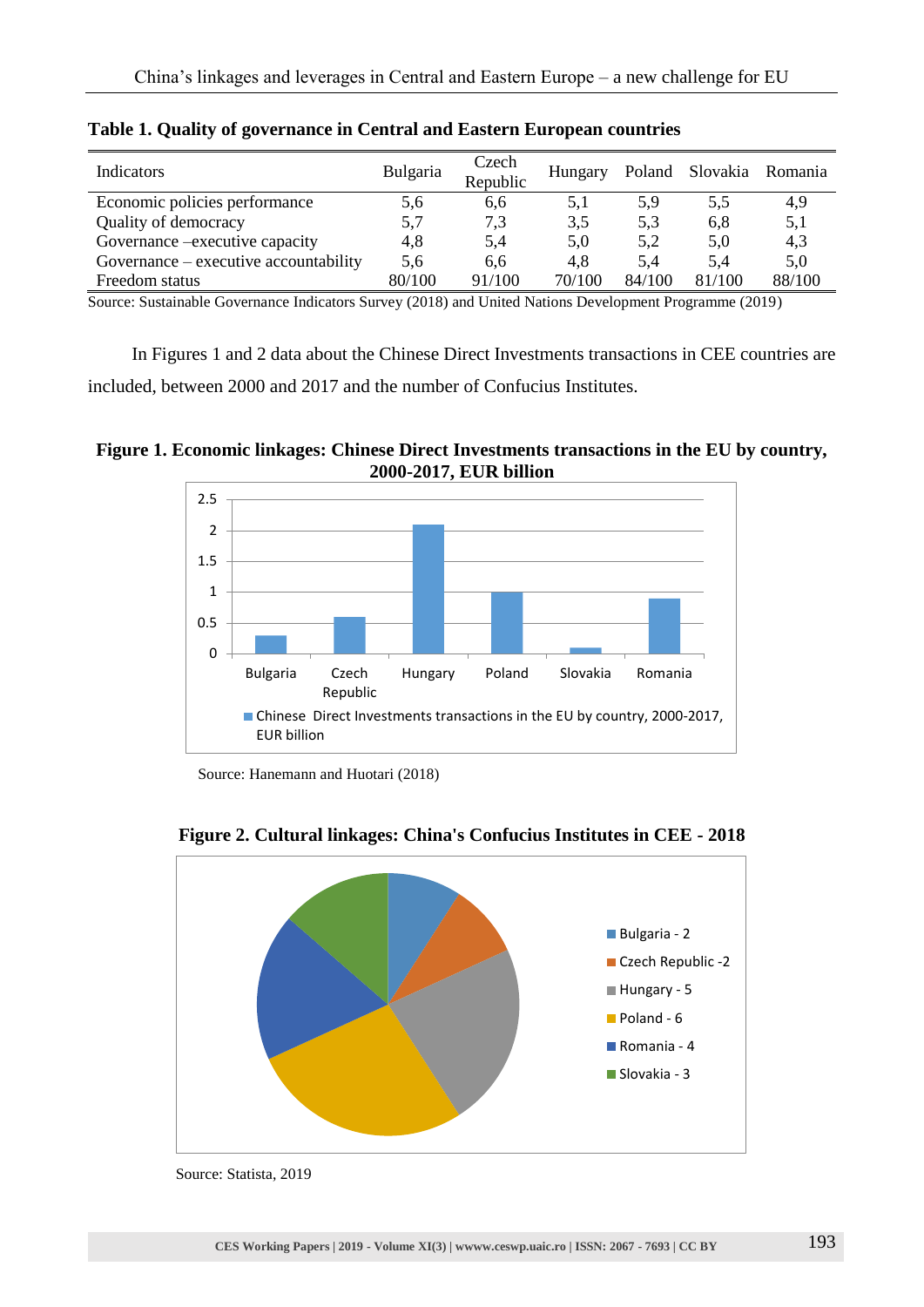**Table 1. Quality of governance in Central and Eastern European countries**

| Indicators | Bulgaria | Czech Republic | Hungary | Poland | Slovakia | Romania |
|---|---|---|---|---|---|---|
| Economic policies performance | 5,6 | 6,6 | 5,1 | 5,9 | 5,5 | 4,9 |
| Quality of democracy | 5,7 | 7,3 | 3,5 | 5,3 | 6,8 | 5,1 |
| Governance –executive capacity | 4,8 | 5,4 | 5,0 | 5,2 | 5,0 | 4,3 |
| Governance – executive accountability | 5,6 | 6,6 | 4,8 | 5,4 | 5,4 | 5,0 |
| Freedom status | 80/100 | 91/100 | 70/100 | 84/100 | 81/100 | 88/100 |

Source: Sustainable Governance Indicators Survey (2018) and United Nations Development Programme (2019)

In Figures 1 and 2 data about the Chinese Direct Investments transactions in CEE countries are included, between 2000 and 2017 and the number of Confucius Institutes.

**Figure 1. Economic linkages: Chinese Direct Investments transactions in the EU by country, 2000-2017, EUR billion**

Source: Hanemann and Huotari (2018)

**Figure 2. Cultural linkages: China's Confucius Institutes in CEE - 2018**

Source: Statista, 2019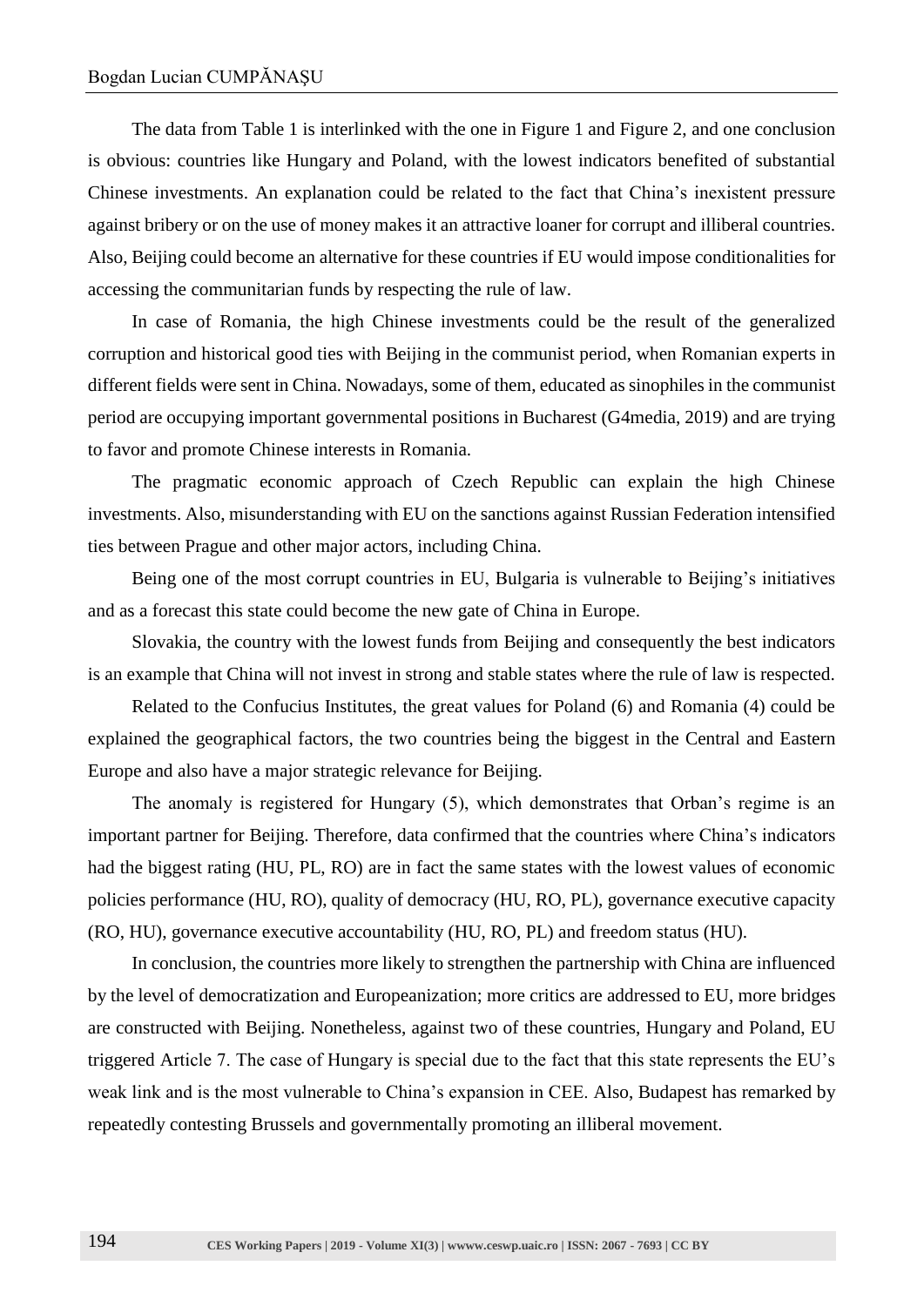The data from Table 1 is interlinked with the one in Figure 1 and Figure 2, and one conclusion is obvious: countries like Hungary and Poland, with the lowest indicators benefited of substantial Chinese investments. An explanation could be related to the fact that China's inexistent pressure against bribery or on the use of money makes it an attractive loaner for corrupt and illiberal countries. Also, Beijing could become an alternative for these countries if EU would impose conditionalities for accessing the communitarian funds by respecting the rule of law.

In case of Romania, the high Chinese investments could be the result of the generalized corruption and historical good ties with Beijing in the communist period, when Romanian experts in different fields were sent in China. Nowadays, some of them, educated as sinophiles in the communist period are occupying important governmental positions in Bucharest (G4media, 2019) and are trying to favor and promote Chinese interests in Romania.

The pragmatic economic approach of Czech Republic can explain the high Chinese investments. Also, misunderstanding with EU on the sanctions against Russian Federation intensified ties between Prague and other major actors, including China.

Being one of the most corrupt countries in EU, Bulgaria is vulnerable to Beijing's initiatives and as a forecast this state could become the new gate of China in Europe.

Slovakia, the country with the lowest funds from Beijing and consequently the best indicators is an example that China will not invest in strong and stable states where the rule of law is respected.

Related to the Confucius Institutes, the great values for Poland (6) and Romania (4) could be explained the geographical factors, the two countries being the biggest in the Central and Eastern Europe and also have a major strategic relevance for Beijing.

The anomaly is registered for Hungary (5), which demonstrates that Orban's regime is an important partner for Beijing. Therefore, data confirmed that the countries where China's indicators had the biggest rating (HU, PL, RO) are in fact the same states with the lowest values of economic policies performance (HU, RO), quality of democracy (HU, RO, PL), governance executive capacity (RO, HU), governance executive accountability (HU, RO, PL) and freedom status (HU).

In conclusion, the countries more likely to strengthen the partnership with China are influenced by the level of democratization and Europeanization; more critics are addressed to EU, more bridges are constructed with Beijing. Nonetheless, against two of these countries, Hungary and Poland, EU triggered Article 7. The case of Hungary is special due to the fact that this state represents the EU's weak link and is the most vulnerable to China's expansion in CEE. Also, Budapest has remarked by repeatedly contesting Brussels and governmentally promoting an illiberal movement.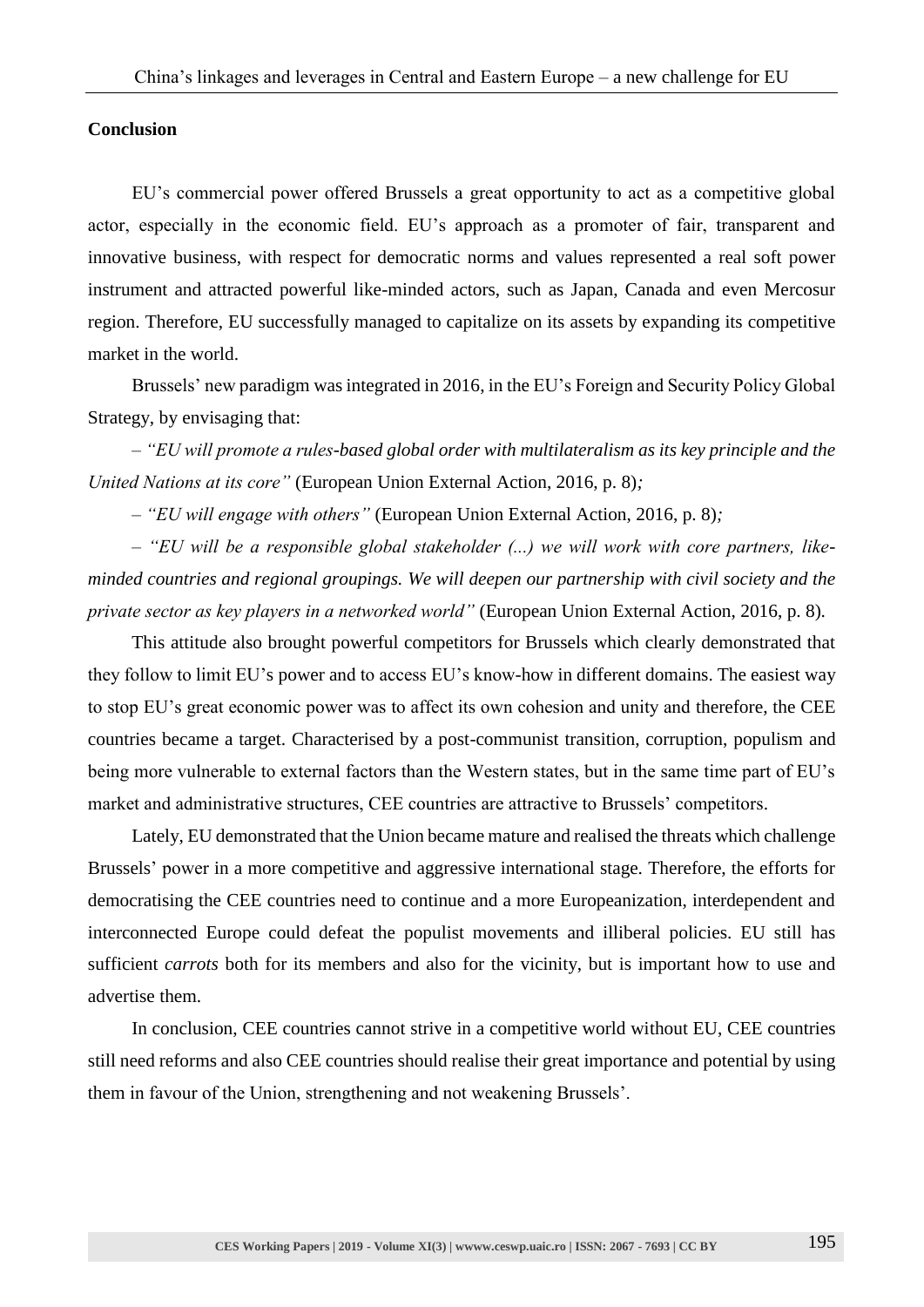## Conclusion

EU's commercial power offered Brussels a great opportunity to act as a competitive global actor, especially in the economic field. EU's approach as a promoter of fair, transparent and innovative business, with respect for democratic norms and values represented a real soft power instrument and attracted powerful like-minded actors, such as Japan, Canada and even Mercosur region. Therefore, EU successfully managed to capitalize on its assets by expanding its competitive market in the world.

Brussels' new paradigm was integrated in 2016, in the EU's Foreign and Security Policy Global Strategy, by envisaging that:

– *"EU will promote a rules-based global order with multilateralism as its key principle and the United Nations at its core"* (European Union External Action, 2016, p. 8)*;*

– *"EU will engage with others"* (European Union External Action, 2016, p. 8)*;*

– *"EU will be a responsible global stakeholder (...) we will work with core partners, like-minded countries and regional groupings. We will deepen our partnership with civil society and the private sector as key players in a networked world"* (European Union External Action, 2016, p. 8).

This attitude also brought powerful competitors for Brussels which clearly demonstrated that they follow to limit EU's power and to access EU's know-how in different domains. The easiest way to stop EU's great economic power was to affect its own cohesion and unity and therefore, the CEE countries became a target. Characterised by a post-communist transition, corruption, populism and being more vulnerable to external factors than the Western states, but in the same time part of EU's market and administrative structures, CEE countries are attractive to Brussels' competitors.

Lately, EU demonstrated that the Union became mature and realised the threats which challenge Brussels' power in a more competitive and aggressive international stage. Therefore, the efforts for democratising the CEE countries need to continue and a more Europeanization, interdependent and interconnected Europe could defeat the populist movements and illiberal policies. EU still has sufficient *carrots* both for its members and also for the vicinity, but is important how to use and advertise them.

In conclusion, CEE countries cannot strive in a competitive world without EU, CEE countries still need reforms and also CEE countries should realise their great importance and potential by using them in favour of the Union, strengthening and not weakening Brussels'.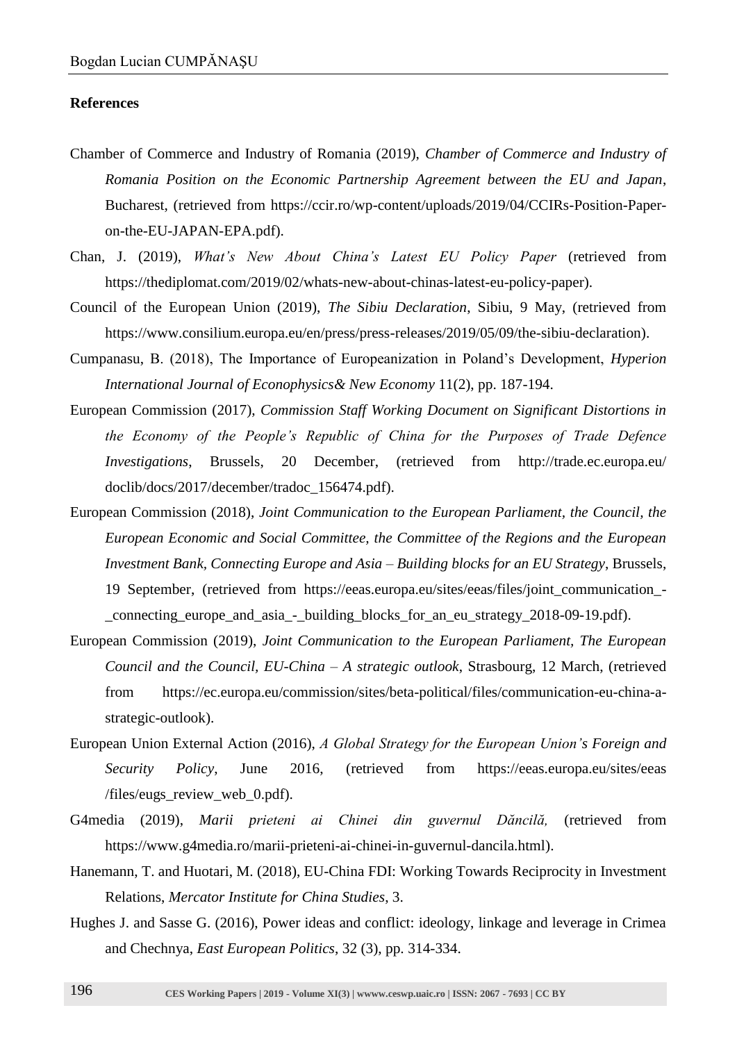**References**

Chamber of Commerce and Industry of Romania (2019), *Chamber of Commerce and Industry of Romania Position on the Economic Partnership Agreement between the EU and Japan*, Bucharest, (retrieved from https://ccir.ro/wp-content/uploads/2019/04/CCIRs-Position-Paper-on-the-EU-JAPAN-EPA.pdf).

Chan, J. (2019), *What's New About China's Latest EU Policy Paper* (retrieved from https://thediplomat.com/2019/02/whats-new-about-chinas-latest-eu-policy-paper).

Council of the European Union (2019), *The Sibiu Declaration*, Sibiu, 9 May, (retrieved from https://www.consilium.europa.eu/en/press/press-releases/2019/05/09/the-sibiu-declaration).

Cumpanasu, B. (2018), The Importance of Europeanization in Poland's Development, *Hyperion International Journal of Econophysics& New Economy* 11(2), pp. 187-194.

European Commission (2017), *Commission Staff Working Document on Significant Distortions in the Economy of the People's Republic of China for the Purposes of Trade Defence Investigations*, Brussels, 20 December, (retrieved from http://trade.ec.europa.eu/doclib/docs/2017/december/tradoc_156474.pdf).

European Commission (2018), *Joint Communication to the European Parliament, the Council, the European Economic and Social Committee, the Committee of the Regions and the European Investment Bank, Connecting Europe and Asia – Building blocks for an EU Strategy*, Brussels, 19 September, (retrieved from https://eeas.europa.eu/sites/eeas/files/joint_communication_-_connecting_europe_and_asia_-_building_blocks_for_an_eu_strategy_2018-09-19.pdf).

European Commission (2019), *Joint Communication to the European Parliament, The European Council and the Council, EU-China – A strategic outlook*, Strasbourg, 12 March, (retrieved from https://ec.europa.eu/commission/sites/beta-political/files/communication-eu-china-a-strategic-outlook).

European Union External Action (2016), *A Global Strategy for the European Union's Foreign and Security Policy*, June 2016, (retrieved from https://eeas.europa.eu/sites/eeas/files/eugs_review_web_0.pdf).

G4media (2019), *Marii prieteni ai Chinei din guvernul Dăncilă,* (retrieved from https://www.g4media.ro/marii-prieteni-ai-chinei-in-guvernul-dancila.html).

Hanemann, T. and Huotari, M. (2018), EU-China FDI: Working Towards Reciprocity in Investment Relations, *Mercator Institute for China Studies*, 3.

Hughes J. and Sasse G. (2016), Power ideas and conflict: ideology, linkage and leverage in Crimea and Chechnya, *East European Politics*, 32 (3), pp. 314-334.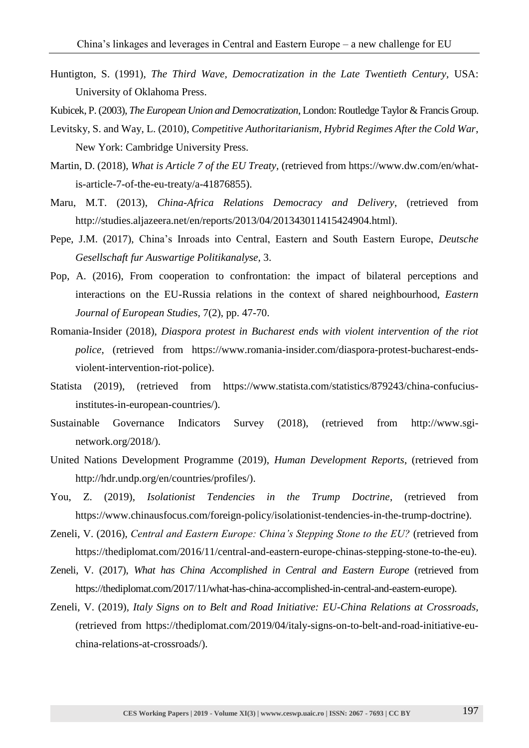Huntigton, S. (1991), *The Third Wave, Democratization in the Late Twentieth Century*, USA: University of Oklahoma Press.

Kubicek, P. (2003), *The European Union and Democratization*, London: Routledge Taylor & Francis Group.

Levitsky, S. and Way, L. (2010), *Competitive Authoritarianism, Hybrid Regimes After the Cold War*, New York: Cambridge University Press.

Martin, D. (2018), *What is Article 7 of the EU Treaty*, (retrieved from https://www.dw.com/en/what-is-article-7-of-the-eu-treaty/a-41876855).

Maru, M.T. (2013), *China-Africa Relations Democracy and Delivery*, (retrieved from http://studies.aljazeera.net/en/reports/2013/04/201343011415424904.html).

Pepe, J.M. (2017), China's Inroads into Central, Eastern and South Eastern Europe, *Deutsche Gesellschaft fur Auswartige Politikanalyse*, 3.

Pop, A. (2016), From cooperation to confrontation: the impact of bilateral perceptions and interactions on the EU-Russia relations in the context of shared neighbourhood, *Eastern Journal of European Studies*, 7(2), pp. 47-70.

Romania-Insider (2018), *Diaspora protest in Bucharest ends with violent intervention of the riot police*, (retrieved from https://www.romania-insider.com/diaspora-protest-bucharest-ends-violent-intervention-riot-police).

Statista (2019), (retrieved from https://www.statista.com/statistics/879243/china-confucius-institutes-in-european-countries/).

Sustainable Governance Indicators Survey (2018), (retrieved from http://www.sgi-network.org/2018/).

United Nations Development Programme (2019), *Human Development Reports*, (retrieved from http://hdr.undp.org/en/countries/profiles/).

You, Z. (2019), *Isolationist Tendencies in the Trump Doctrine*, (retrieved from https://www.chinausfocus.com/foreign-policy/isolationist-tendencies-in-the-trump-doctrine).

Zeneli, V. (2016), *Central and Eastern Europe: China's Stepping Stone to the EU?* (retrieved from https://thediplomat.com/2016/11/central-and-eastern-europe-chinas-stepping-stone-to-the-eu).

Zeneli, V. (2017), *What has China Accomplished in Central and Eastern Europe* (retrieved from https://thediplomat.com/2017/11/what-has-china-accomplished-in-central-and-eastern-europe).

Zeneli, V. (2019), *Italy Signs on to Belt and Road Initiative: EU-China Relations at Crossroads*, (retrieved from https://thediplomat.com/2019/04/italy-signs-on-to-belt-and-road-initiative-eu-china-relations-at-crossroads/).